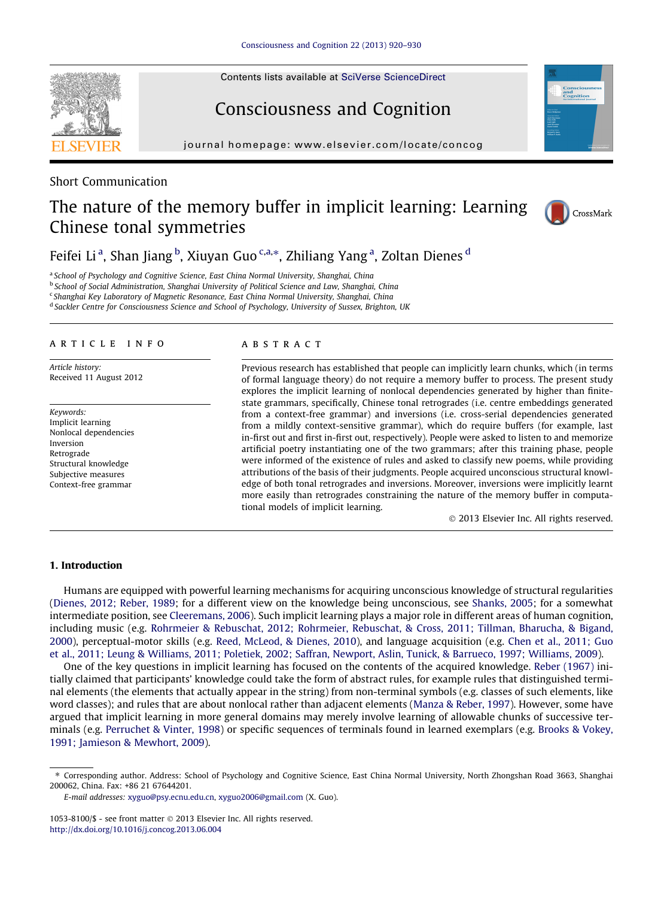Short Communication

# The nature of the memory buffer in implicit learning: Learning Chinese tonal symmetries

Feifei Li [a], Shan Jiang [b], Xiuyan Guo [c,a,*], Zhiliang Yang [a], Zoltan Dienes [d]

[a] School of Psychology and Cognitive Science, East China Normal University, Shanghai, China
[b] School of Social Administration, Shanghai University of Political Science and Law, Shanghai, China
[c] Shanghai Key Laboratory of Magnetic Resonance, East China Normal University, Shanghai, China
[d] Sackler Centre for Consciousness Science and School of Psychology, University of Sussex, Brighton, UK

**ARTICLE INFO**

*Article history:*
Received 11 August 2012

*Keywords:*
Implicit learning
Nonlocal dependencies
Inversion
Retrograde
Structural knowledge
Subjective measures
Context-free grammar

**ABSTRACT**

Previous research has established that people can implicitly learn chunks, which (in terms of formal language theory) do not require a memory buffer to process. The present study explores the implicit learning of nonlocal dependencies generated by higher than finite-state grammars, specifically, Chinese tonal retrogrades (i.e. centre embeddings generated from a context-free grammar) and inversions (i.e. cross-serial dependencies generated from a mildly context-sensitive grammar), which do require buffers (for example, last in-first out and first in-first out, respectively). People were asked to listen to and memorize artificial poetry instantiating one of the two grammars; after this training phase, people were informed of the existence of rules and asked to classify new poems, while providing attributions of the basis of their judgments. People acquired unconscious structural knowledge of both tonal retrogrades and inversions. Moreover, inversions were implicitly learnt more easily than retrogrades constraining the nature of the memory buffer in computational models of implicit learning.

© 2013 Elsevier Inc. All rights reserved.

## 1. Introduction

Humans are equipped with powerful learning mechanisms for acquiring unconscious knowledge of structural regularities (Dienes, 2012; Reber, 1989; for a different view on the knowledge being unconscious, see Shanks, 2005; for a somewhat intermediate position, see Cleeremans, 2006). Such implicit learning plays a major role in different areas of human cognition, including music (e.g. Rohrmeier & Rebuschat, 2012; Rohrmeier, Rebuschat, & Cross, 2011; Tillman, Bharucha, & Bigand, 2000), perceptual-motor skills (e.g. Reed, McLeod, & Dienes, 2010), and language acquisition (e.g. Chen et al., 2011; Guo et al., 2011; Leung & Williams, 2011; Poletiek, 2002; Saffran, Newport, Aslin, Tunick, & Barrueco, 1997; Williams, 2009).

One of the key questions in implicit learning has focused on the contents of the acquired knowledge. Reber (1967) initially claimed that participants' knowledge could take the form of abstract rules, for example rules that distinguished terminal elements (the elements that actually appear in the string) from non-terminal symbols (e.g. classes of such elements, like word classes); and rules that are about nonlocal rather than adjacent elements (Manza & Reber, 1997). However, some have argued that implicit learning in more general domains may merely involve learning of allowable chunks of successive terminals (e.g. Perruchet & Vinter, 1998) or specific sequences of terminals found in learned exemplars (e.g. Brooks & Vokey, 1991; Jamieson & Mewhort, 2009).

* Corresponding author. Address: School of Psychology and Cognitive Science, East China Normal University, North Zhongshan Road 3663, Shanghai 200062, China. Fax: +86 21 67644201.
*E-mail addresses:* xyguo@psy.ecnu.edu.cn, xyguo2006@gmail.com (X. Guo).

1053-8100/$ - see front matter © 2013 Elsevier Inc. All rights reserved.
http://dx.doi.org/10.1016/j.concog.2013.06.004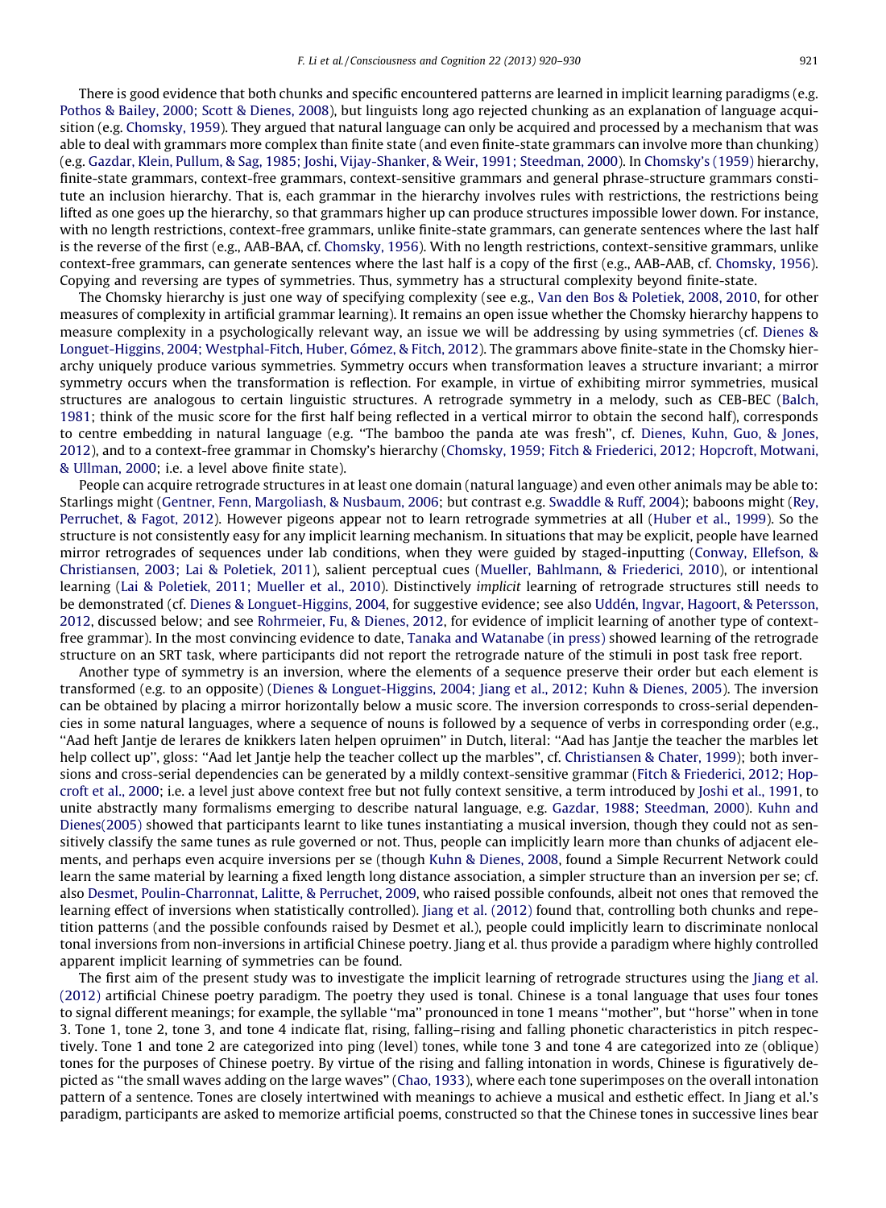There is good evidence that both chunks and specific encountered patterns are learned in implicit learning paradigms (e.g. Pothos & Bailey, 2000; Scott & Dienes, 2008), but linguists long ago rejected chunking as an explanation of language acquisition (e.g. Chomsky, 1959). They argued that natural language can only be acquired and processed by a mechanism that was able to deal with grammars more complex than finite state (and even finite-state grammars can involve more than chunking) (e.g. Gazdar, Klein, Pullum, & Sag, 1985; Joshi, Vijay-Shanker, & Weir, 1991; Steedman, 2000). In Chomsky's (1959) hierarchy, finite-state grammars, context-free grammars, context-sensitive grammars and general phrase-structure grammars constitute an inclusion hierarchy. That is, each grammar in the hierarchy involves rules with restrictions, the restrictions being lifted as one goes up the hierarchy, so that grammars higher up can produce structures impossible lower down. For instance, with no length restrictions, context-free grammars, unlike finite-state grammars, can generate sentences where the last half is the reverse of the first (e.g., AAB-BAA, cf. Chomsky, 1956). With no length restrictions, context-sensitive grammars, unlike context-free grammars, can generate sentences where the last half is a copy of the first (e.g., AAB-AAB, cf. Chomsky, 1956). Copying and reversing are types of symmetries. Thus, symmetry has a structural complexity beyond finite-state.

The Chomsky hierarchy is just one way of specifying complexity (see e.g., Van den Bos & Poletiek, 2008, 2010, for other measures of complexity in artificial grammar learning). It remains an open issue whether the Chomsky hierarchy happens to measure complexity in a psychologically relevant way, an issue we will be addressing by using symmetries (cf. Dienes & Longuet-Higgins, 2004; Westphal-Fitch, Huber, Gómez, & Fitch, 2012). The grammars above finite-state in the Chomsky hierarchy uniquely produce various symmetries. Symmetry occurs when transformation leaves a structure invariant; a mirror symmetry occurs when the transformation is reflection. For example, in virtue of exhibiting mirror symmetries, musical structures are analogous to certain linguistic structures. A retrograde symmetry in a melody, such as CEB-BEC (Balch, 1981; think of the music score for the first half being reflected in a vertical mirror to obtain the second half), corresponds to centre embedding in natural language (e.g. "The bamboo the panda ate was fresh", cf. Dienes, Kuhn, Guo, & Jones, 2012), and to a context-free grammar in Chomsky's hierarchy (Chomsky, 1959; Fitch & Friederici, 2012; Hopcroft, Motwani, & Ullman, 2000; i.e. a level above finite state).

People can acquire retrograde structures in at least one domain (natural language) and even other animals may be able to: Starlings might (Gentner, Fenn, Margoliash, & Nusbaum, 2006; but contrast e.g. Swaddle & Ruff, 2004); baboons might (Rey, Perruchet, & Fagot, 2012). However pigeons appear not to learn retrograde symmetries at all (Huber et al., 1999). So the structure is not consistently easy for any implicit learning mechanism. In situations that may be explicit, people have learned mirror retrogrades of sequences under lab conditions, when they were guided by staged-inputting (Conway, Ellefson, & Christiansen, 2003; Lai & Poletiek, 2011), salient perceptual cues (Mueller, Bahlmann, & Friederici, 2010), or intentional learning (Lai & Poletiek, 2011; Mueller et al., 2010). Distinctively *implicit* learning of retrograde structures still needs to be demonstrated (cf. Dienes & Longuet-Higgins, 2004, for suggestive evidence; see also Uddén, Ingvar, Hagoort, & Petersson, 2012, discussed below; and see Rohrmeier, Fu, & Dienes, 2012, for evidence of implicit learning of another type of context-free grammar). In the most convincing evidence to date, Tanaka and Watanabe (in press) showed learning of the retrograde structure on an SRT task, where participants did not report the retrograde nature of the stimuli in post task free report.

Another type of symmetry is an inversion, where the elements of a sequence preserve their order but each element is transformed (e.g. to an opposite) (Dienes & Longuet-Higgins, 2004; Jiang et al., 2012; Kuhn & Dienes, 2005). The inversion can be obtained by placing a mirror horizontally below a music score. The inversion corresponds to cross-serial dependencies in some natural languages, where a sequence of nouns is followed by a sequence of verbs in corresponding order (e.g., "Aad heft Jantje de lerares de knikkers laten helpen opruimen" in Dutch, literal: "Aad has Jantje the teacher the marbles let help collect up", gloss: "Aad let Jantje help the teacher collect up the marbles", cf. Christiansen & Chater, 1999); both inversions and cross-serial dependencies can be generated by a mildly context-sensitive grammar (Fitch & Friederici, 2012; Hopcroft et al., 2000; i.e. a level just above context free but not fully context sensitive, a term introduced by Joshi et al., 1991, to unite abstractly many formalisms emerging to describe natural language, e.g. Gazdar, 1988; Steedman, 2000). Kuhn and Dienes(2005) showed that participants learnt to like tunes instantiating a musical inversion, though they could not as sensitively classify the same tunes as rule governed or not. Thus, people can implicitly learn more than chunks of adjacent elements, and perhaps even acquire inversions per se (though Kuhn & Dienes, 2008, found a Simple Recurrent Network could learn the same material by learning a fixed length long distance association, a simpler structure than an inversion per se; cf. also Desmet, Poulin-Charronnat, Lalitte, & Perruchet, 2009, who raised possible confounds, albeit not ones that removed the learning effect of inversions when statistically controlled). Jiang et al. (2012) found that, controlling both chunks and repetition patterns (and the possible confounds raised by Desmet et al.), people could implicitly learn to discriminate nonlocal tonal inversions from non-inversions in artificial Chinese poetry. Jiang et al. thus provide a paradigm where highly controlled apparent implicit learning of symmetries can be found.

The first aim of the present study was to investigate the implicit learning of retrograde structures using the Jiang et al. (2012) artificial Chinese poetry paradigm. The poetry they used is tonal. Chinese is a tonal language that uses four tones to signal different meanings; for example, the syllable "ma" pronounced in tone 1 means "mother", but "horse" when in tone 3. Tone 1, tone 2, tone 3, and tone 4 indicate flat, rising, falling–rising and falling phonetic characteristics in pitch respectively. Tone 1 and tone 2 are categorized into ping (level) tones, while tone 3 and tone 4 are categorized into ze (oblique) tones for the purposes of Chinese poetry. By virtue of the rising and falling intonation in words, Chinese is figuratively depicted as "the small waves adding on the large waves" (Chao, 1933), where each tone superimposes on the overall intonation pattern of a sentence. Tones are closely intertwined with meanings to achieve a musical and esthetic effect. In Jiang et al.'s paradigm, participants are asked to memorize artificial poems, constructed so that the Chinese tones in successive lines bear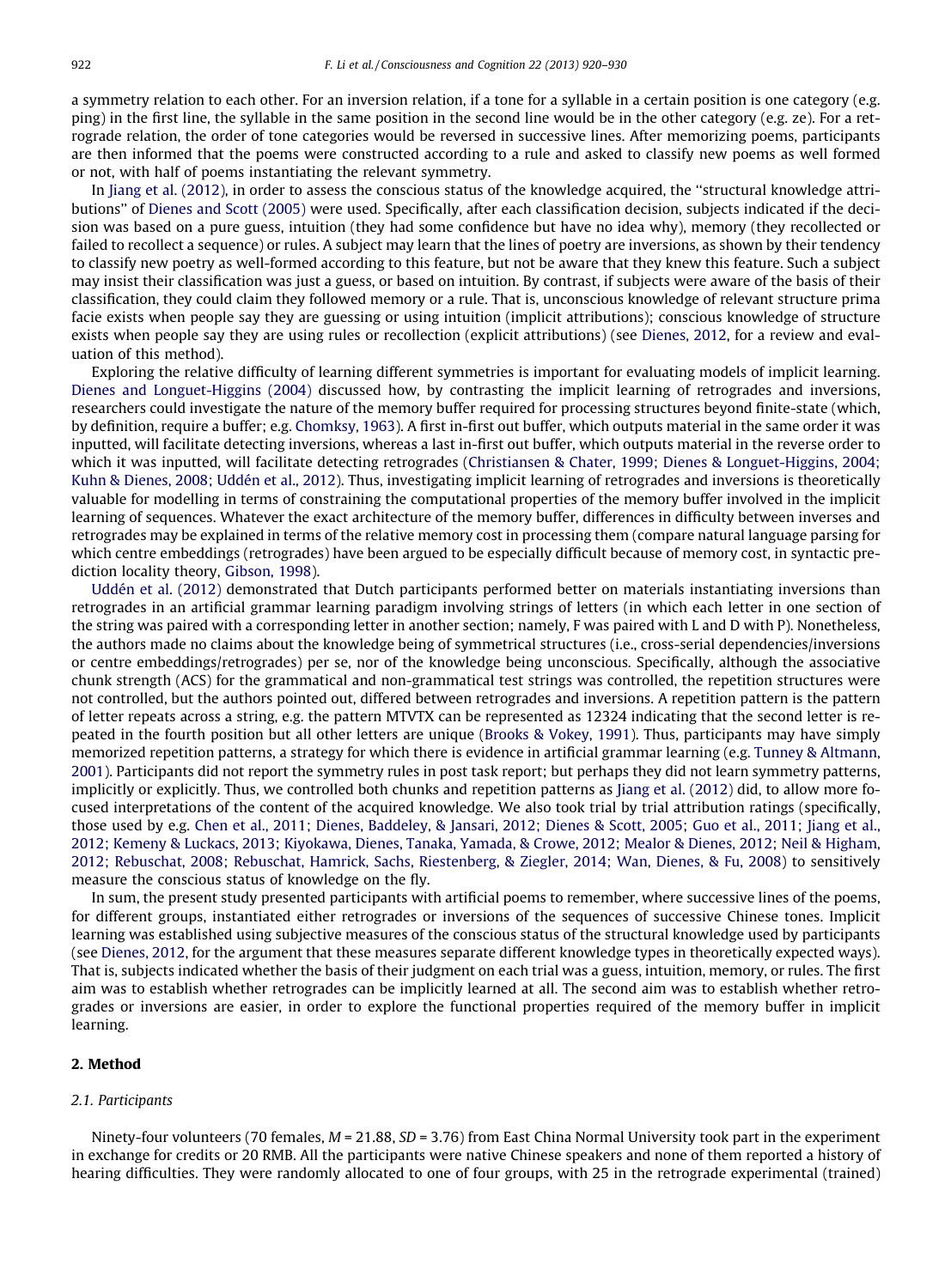a symmetry relation to each other. For an inversion relation, if a tone for a syllable in a certain position is one category (e.g. ping) in the first line, the syllable in the same position in the second line would be in the other category (e.g. ze). For a retrograde relation, the order of tone categories would be reversed in successive lines. After memorizing poems, participants are then informed that the poems were constructed according to a rule and asked to classify new poems as well formed or not, with half of poems instantiating the relevant symmetry.

In Jiang et al. (2012), in order to assess the conscious status of the knowledge acquired, the ''structural knowledge attributions'' of Dienes and Scott (2005) were used. Specifically, after each classification decision, subjects indicated if the decision was based on a pure guess, intuition (they had some confidence but have no idea why), memory (they recollected or failed to recollect a sequence) or rules. A subject may learn that the lines of poetry are inversions, as shown by their tendency to classify new poetry as well-formed according to this feature, but not be aware that they knew this feature. Such a subject may insist their classification was just a guess, or based on intuition. By contrast, if subjects were aware of the basis of their classification, they could claim they followed memory or a rule. That is, unconscious knowledge of relevant structure prima facie exists when people say they are guessing or using intuition (implicit attributions); conscious knowledge of structure exists when people say they are using rules or recollection (explicit attributions) (see Dienes, 2012, for a review and evaluation of this method).

Exploring the relative difficulty of learning different symmetries is important for evaluating models of implicit learning. Dienes and Longuet-Higgins (2004) discussed how, by contrasting the implicit learning of retrogrades and inversions, researchers could investigate the nature of the memory buffer required for processing structures beyond finite-state (which, by definition, require a buffer; e.g. Chomksy, 1963). A first in-first out buffer, which outputs material in the same order it was inputted, will facilitate detecting inversions, whereas a last in-first out buffer, which outputs material in the reverse order to which it was inputted, will facilitate detecting retrogrades (Christiansen & Chater, 1999; Dienes & Longuet-Higgins, 2004; Kuhn & Dienes, 2008; Uddén et al., 2012). Thus, investigating implicit learning of retrogrades and inversions is theoretically valuable for modelling in terms of constraining the computational properties of the memory buffer involved in the implicit learning of sequences. Whatever the exact architecture of the memory buffer, differences in difficulty between inverses and retrogrades may be explained in terms of the relative memory cost in processing them (compare natural language parsing for which centre embeddings (retrogrades) have been argued to be especially difficult because of memory cost, in syntactic prediction locality theory, Gibson, 1998).

Uddén et al. (2012) demonstrated that Dutch participants performed better on materials instantiating inversions than retrogrades in an artificial grammar learning paradigm involving strings of letters (in which each letter in one section of the string was paired with a corresponding letter in another section; namely, F was paired with L and D with P). Nonetheless, the authors made no claims about the knowledge being of symmetrical structures (i.e., cross-serial dependencies/inversions or centre embeddings/retrogrades) per se, nor of the knowledge being unconscious. Specifically, although the associative chunk strength (ACS) for the grammatical and non-grammatical test strings was controlled, the repetition structures were not controlled, but the authors pointed out, differed between retrogrades and inversions. A repetition pattern is the pattern of letter repeats across a string, e.g. the pattern MTVTX can be represented as 12324 indicating that the second letter is repeated in the fourth position but all other letters are unique (Brooks & Vokey, 1991). Thus, participants may have simply memorized repetition patterns, a strategy for which there is evidence in artificial grammar learning (e.g. Tunney & Altmann, 2001). Participants did not report the symmetry rules in post task report; but perhaps they did not learn symmetry patterns, implicitly or explicitly. Thus, we controlled both chunks and repetition patterns as Jiang et al. (2012) did, to allow more focused interpretations of the content of the acquired knowledge. We also took trial by trial attribution ratings (specifically, those used by e.g. Chen et al., 2011; Dienes, Baddeley, & Jansari, 2012; Dienes & Scott, 2005; Guo et al., 2011; Jiang et al., 2012; Kemeny & Luckacs, 2013; Kiyokawa, Dienes, Tanaka, Yamada, & Crowe, 2012; Mealor & Dienes, 2012; Neil & Higham, 2012; Rebuschat, 2008; Rebuschat, Hamrick, Sachs, Riestenberg, & Ziegler, 2014; Wan, Dienes, & Fu, 2008) to sensitively measure the conscious status of knowledge on the fly.

In sum, the present study presented participants with artificial poems to remember, where successive lines of the poems, for different groups, instantiated either retrogrades or inversions of the sequences of successive Chinese tones. Implicit learning was established using subjective measures of the conscious status of the structural knowledge used by participants (see Dienes, 2012, for the argument that these measures separate different knowledge types in theoretically expected ways). That is, subjects indicated whether the basis of their judgment on each trial was a guess, intuition, memory, or rules. The first aim was to establish whether retrogrades can be implicitly learned at all. The second aim was to establish whether retrogrades or inversions are easier, in order to explore the functional properties required of the memory buffer in implicit learning.

## 2. Method

### 2.1. Participants

Ninety-four volunteers (70 females, $M = 21.88$, $SD = 3.76$) from East China Normal University took part in the experiment in exchange for credits or 20 RMB. All the participants were native Chinese speakers and none of them reported a history of hearing difficulties. They were randomly allocated to one of four groups, with 25 in the retrograde experimental (trained)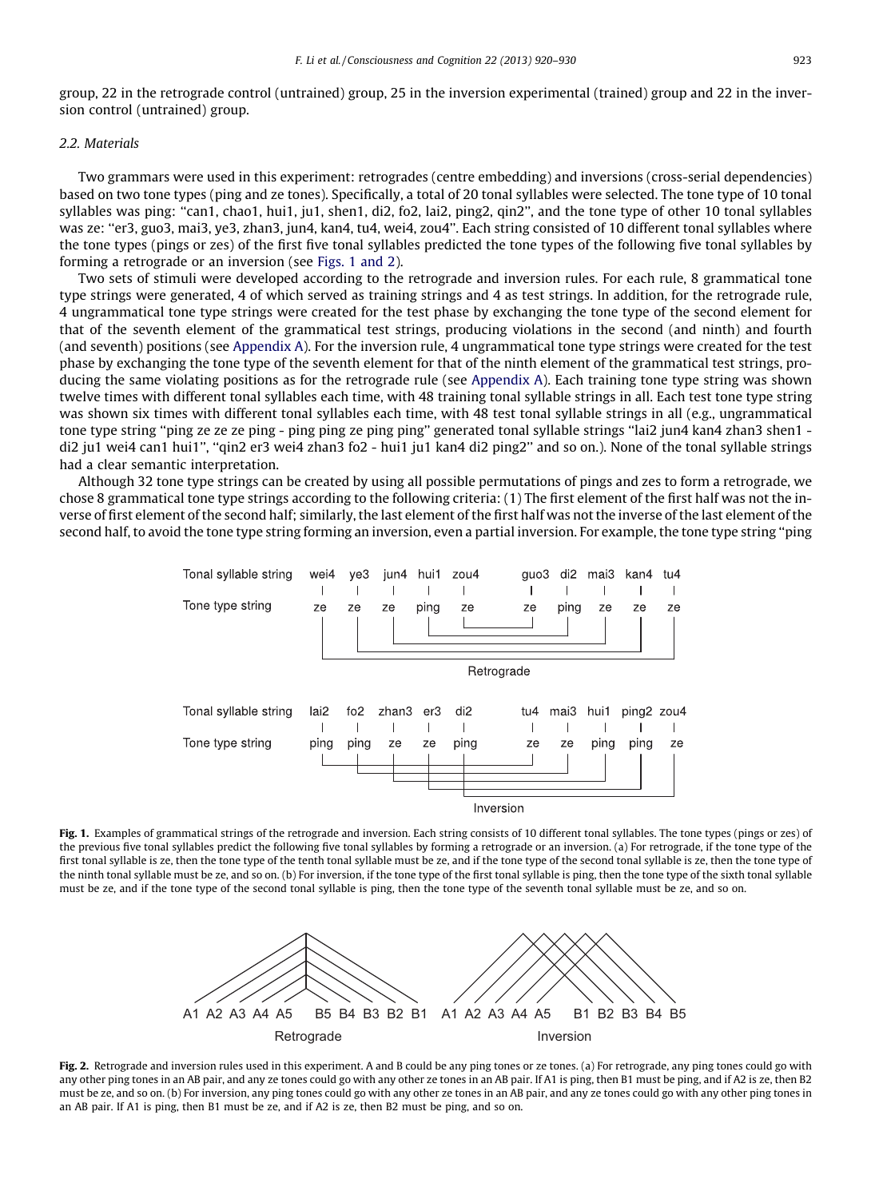group, 22 in the retrograde control (untrained) group, 25 in the inversion experimental (trained) group and 22 in the inversion control (untrained) group.

### 2.2. Materials

Two grammars were used in this experiment: retrogrades (centre embedding) and inversions (cross-serial dependencies) based on two tone types (ping and ze tones). Specifically, a total of 20 tonal syllables were selected. The tone type of 10 tonal syllables was ping: "can1, chao1, hui1, ju1, shen1, di2, fo2, lai2, ping2, qin2", and the tone type of other 10 tonal syllables was ze: "er3, guo3, mai3, ye3, zhan3, jun4, kan4, tu4, wei4, zou4". Each string consisted of 10 different tonal syllables where the tone types (pings or zes) of the first five tonal syllables predicted the tone types of the following five tonal syllables by forming a retrograde or an inversion (see Figs. 1 and 2).

Two sets of stimuli were developed according to the retrograde and inversion rules. For each rule, 8 grammatical tone type strings were generated, 4 of which served as training strings and 4 as test strings. In addition, for the retrograde rule, 4 ungrammatical tone type strings were created for the test phase by exchanging the tone type of the second element for that of the seventh element of the grammatical test strings, producing violations in the second (and ninth) and fourth (and seventh) positions (see Appendix A). For the inversion rule, 4 ungrammatical tone type strings were created for the test phase by exchanging the tone type of the seventh element for that of the ninth element of the grammatical test strings, producing the same violating positions as for the retrograde rule (see Appendix A). Each training tone type string was shown twelve times with different tonal syllables each time, with 48 training tonal syllable strings in all. Each test tone type string was shown six times with different tonal syllables each time, with 48 test tonal syllable strings in all (e.g., ungrammatical tone type string "ping ze ze ze ping - ping ping ze ping ping" generated tonal syllable strings "lai2 jun4 kan4 zhan3 shen1 - di2 ju1 wei4 can1 hui1", "qin2 er3 wei4 zhan3 fo2 - hui1 ju1 kan4 di2 ping2" and so on.). None of the tonal syllable strings had a clear semantic interpretation.

Although 32 tone type strings can be created by using all possible permutations of pings and zes to form a retrograde, we chose 8 grammatical tone type strings according to the following criteria: (1) The first element of the first half was not the inverse of first element of the second half; similarly, the last element of the first half was not the inverse of the last element of the second half, to avoid the tone type string forming an inversion, even a partial inversion. For example, the tone type string "ping

| Tonal syllable string | wei4 | ye3 | jun4 | hui1 | zou4 | guo3 | di2 | mai3 | kan4 | tu4 |
|---|---|---|---|---|---|---|---|---|---|---|
| Tone type string | ze | ze | ze | ping | ze | ze | ping | ze | ze | ze |

Retrograde

| Tonal syllable string | lai2 | fo2 | zhan3 | er3 | di2 | tu4 | mai3 | hui1 | ping2 | zou4 |
|---|---|---|---|---|---|---|---|---|---|---|
| Tone type string | ping | ping | ze | ze | ping | ze | ze | ping | ping | ze |

Inversion

**Fig. 1.** Examples of grammatical strings of the retrograde and inversion. Each string consists of 10 different tonal syllables. The tone types (pings or zes) of the previous five tonal syllables predict the following five tonal syllables by forming a retrograde or an inversion. (a) For retrograde, if the tone type of the first tonal syllable is ze, then the tone type of the tenth tonal syllable must be ze, and if the tone type of the second tonal syllable is ze, then the tone type of the ninth tonal syllable must be ze, and so on. (b) For inversion, if the tone type of the first tonal syllable is ping, then the tone type of the sixth tonal syllable must be ze, and if the tone type of the second tonal syllable is ping, then the tone type of the seventh tonal syllable must be ze, and so on.

A1 A2 A3 A4 A5 B5 B4 B3 B2 B1 — Retrograde

A1 A2 A3 A4 A5 B1 B2 B3 B4 B5 — Inversion

**Fig. 2.** Retrograde and inversion rules used in this experiment. A and B could be any ping tones or ze tones. (a) For retrograde, any ping tones could go with any other ping tones in an AB pair, and any ze tones could go with any other ze tones in an AB pair. If A1 is ping, then B1 must be ping, and if A2 is ze, then B2 must be ze, and so on. (b) For inversion, any ping tones could go with any other ze tones in an AB pair, and any ze tones could go with any other ping tones in an AB pair. If A1 is ping, then B1 must be ze, and if A2 is ze, then B2 must be ping, and so on.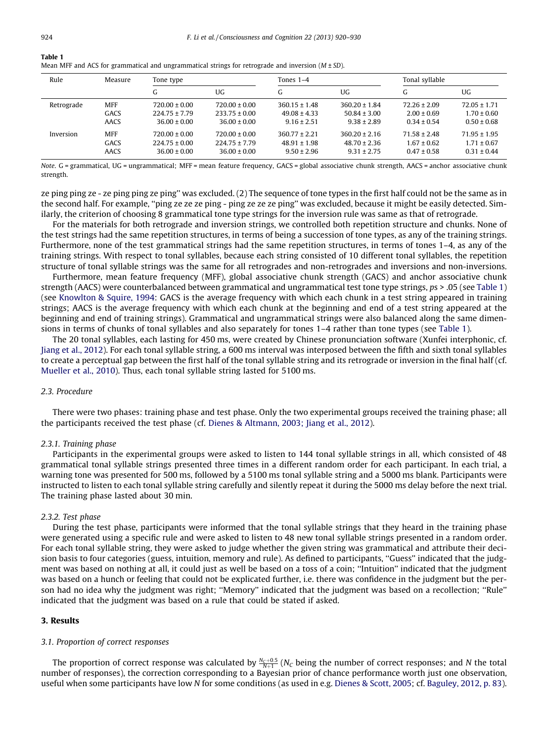**Table 1**
Mean MFF and ACS for grammatical and ungrammatical strings for retrograde and inversion ($M \pm SD$).

| Rule | Measure | Tone type | | Tones 1–4 | | Tonal syllable | |
|---|---|---|---|---|---|---|---|
| | | G | UG | G | UG | G | UG |
| Retrograde | MFF | 720.00 ± 0.00 | 720.00 ± 0.00 | 360.15 ± 1.48 | 360.20 ± 1.84 | 72.26 ± 2.09 | 72.05 ± 1.71 |
| | GACS | 224.75 ± 7.79 | 233.75 ± 0.00 | 49.08 ± 4.33 | 50.84 ± 3.00 | 2.00 ± 0.69 | 1.70 ± 0.60 |
| | AACS | 36.00 ± 0.00 | 36.00 ± 0.00 | 9.16 ± 2.51 | 9.38 ± 2.89 | 0.34 ± 0.54 | 0.50 ± 0.68 |
| Inversion | MFF | 720.00 ± 0.00 | 720.00 ± 0.00 | 360.77 ± 2.21 | 360.20 ± 2.16 | 71.58 ± 2.48 | 71.95 ± 1.95 |
| | GACS | 224.75 ± 0.00 | 224.75 ± 7.79 | 48.91 ± 1.98 | 48.70 ± 2.36 | 1.67 ± 0.62 | 1.71 ± 0.67 |
| | AACS | 36.00 ± 0.00 | 36.00 ± 0.00 | 9.50 ± 2.96 | 9.31 ± 2.75 | 0.47 ± 0.58 | 0.31 ± 0.44 |

*Note*. G = grammatical, UG = ungrammatical; MFF = mean feature frequency, GACS = global associative chunk strength, AACS = anchor associative chunk strength.

ze ping ping ze - ze ping ping ze ping'' was excluded. (2) The sequence of tone types in the first half could not be the same as in the second half. For example, ''ping ze ze ze ping - ping ze ze ze ping'' was excluded, because it might be easily detected. Similarly, the criterion of choosing 8 grammatical tone type strings for the inversion rule was same as that of retrograde.

For the materials for both retrograde and inversion strings, we controlled both repetition structure and chunks. None of the test strings had the same repetition structures, in terms of being a succession of tone types, as any of the training strings. Furthermore, none of the test grammatical strings had the same repetition structures, in terms of tones 1–4, as any of the training strings. With respect to tonal syllables, because each string consisted of 10 different tonal syllables, the repetition structure of tonal syllable strings was the same for all retrogrades and non-retrogrades and inversions and non-inversions.

Furthermore, mean feature frequency (MFF), global associative chunk strength (GACS) and anchor associative chunk strength (AACS) were counterbalanced between grammatical and ungrammatical test tone type strings, *p*s > .05 (see Table 1) (see Knowlton & Squire, 1994: GACS is the average frequency with which each chunk in a test string appeared in training strings; AACS is the average frequency with which each chunk at the beginning and end of a test string appeared at the beginning and end of training strings). Grammatical and ungrammatical strings were also balanced along the same dimensions in terms of chunks of tonal syllables and also separately for tones 1–4 rather than tone types (see Table 1).

The 20 tonal syllables, each lasting for 450 ms, were created by Chinese pronunciation software (Xunfei interphonic, cf. Jiang et al., 2012). For each tonal syllable string, a 600 ms interval was interposed between the fifth and sixth tonal syllables to create a perceptual gap between the first half of the tonal syllable string and its retrograde or inversion in the final half (cf. Mueller et al., 2010). Thus, each tonal syllable string lasted for 5100 ms.

### 2.3. Procedure

There were two phases: training phase and test phase. Only the two experimental groups received the training phase; all the participants received the test phase (cf. Dienes & Altmann, 2003; Jiang et al., 2012).

#### 2.3.1. Training phase

Participants in the experimental groups were asked to listen to 144 tonal syllable strings in all, which consisted of 48 grammatical tonal syllable strings presented three times in a different random order for each participant. In each trial, a warning tone was presented for 500 ms, followed by a 5100 ms tonal syllable string and a 5000 ms blank. Participants were instructed to listen to each tonal syllable string carefully and silently repeat it during the 5000 ms delay before the next trial. The training phase lasted about 30 min.

#### 2.3.2. Test phase

During the test phase, participants were informed that the tonal syllable strings that they heard in the training phase were generated using a specific rule and were asked to listen to 48 new tonal syllable strings presented in a random order. For each tonal syllable string, they were asked to judge whether the given string was grammatical and attribute their decision basis to four categories (guess, intuition, memory and rule). As defined to participants, ''Guess'' indicated that the judgment was based on nothing at all, it could just as well be based on a toss of a coin; ''Intuition'' indicated that the judgment was based on a hunch or feeling that could not be explicated further, i.e. there was confidence in the judgment but the person had no idea why the judgment was right; ''Memory'' indicated that the judgment was based on a recollection; ''Rule'' indicated that the judgment was based on a rule that could be stated if asked.

## 3. Results

### 3.1. Proportion of correct responses

The proportion of correct response was calculated by $\frac{N_C+0.5}{N+1}$ ($N_C$ being the number of correct responses; and $N$ the total number of responses), the correction corresponding to a Bayesian prior of chance performance worth just one observation, useful when some participants have low $N$ for some conditions (as used in e.g. Dienes & Scott, 2005; cf. Baguley, 2012, p. 83).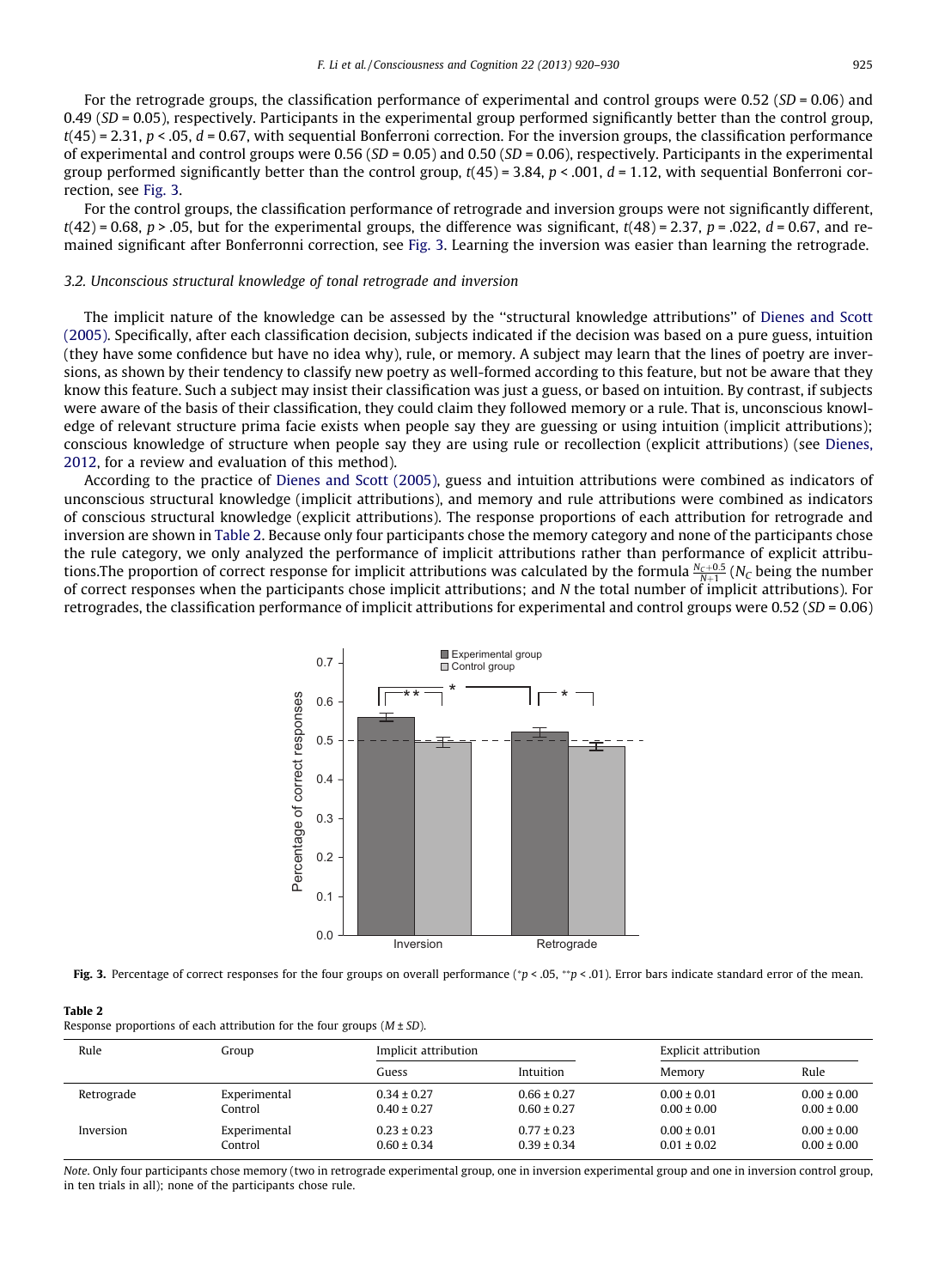For the retrograde groups, the classification performance of experimental and control groups were 0.52 ($SD$ = 0.06) and 0.49 ($SD$ = 0.05), respectively. Participants in the experimental group performed significantly better than the control group, $t(45) = 2.31$, $p < .05$, $d = 0.67$, with sequential Bonferroni correction. For the inversion groups, the classification performance of experimental and control groups were 0.56 ($SD$ = 0.05) and 0.50 ($SD$ = 0.06), respectively. Participants in the experimental group performed significantly better than the control group, $t(45) = 3.84$, $p < .001$, $d = 1.12$, with sequential Bonferroni correction, see Fig. 3.

For the control groups, the classification performance of retrograde and inversion groups were not significantly different, $t(42) = 0.68$, $p > .05$, but for the experimental groups, the difference was significant, $t(48) = 2.37$, $p = .022$, $d = 0.67$, and remained significant after Bonferronni correction, see Fig. 3. Learning the inversion was easier than learning the retrograde.

### 3.2. Unconscious structural knowledge of tonal retrograde and inversion

The implicit nature of the knowledge can be assessed by the "structural knowledge attributions" of Dienes and Scott (2005). Specifically, after each classification decision, subjects indicated if the decision was based on a pure guess, intuition (they have some confidence but have no idea why), rule, or memory. A subject may learn that the lines of poetry are inversions, as shown by their tendency to classify new poetry as well-formed according to this feature, but not be aware that they know this feature. Such a subject may insist their classification was just a guess, or based on intuition. By contrast, if subjects were aware of the basis of their classification, they could claim they followed memory or a rule. That is, unconscious knowledge of relevant structure prima facie exists when people say they are guessing or using intuition (implicit attributions); conscious knowledge of structure when people say they are using rule or recollection (explicit attributions) (see Dienes, 2012, for a review and evaluation of this method).

According to the practice of Dienes and Scott (2005), guess and intuition attributions were combined as indicators of unconscious structural knowledge (implicit attributions), and memory and rule attributions were combined as indicators of conscious structural knowledge (explicit attributions). The response proportions of each attribution for retrograde and inversion are shown in Table 2. Because only four participants chose the memory category and none of the participants chose the rule category, we only analyzed the performance of implicit attributions rather than performance of explicit attributions.The proportion of correct response for implicit attributions was calculated by the formula $\frac{N_C+0.5}{N+1}$ ($N_C$ being the number of correct responses when the participants chose implicit attributions; and $N$ the total number of implicit attributions). For retrogrades, the classification performance of implicit attributions for experimental and control groups were 0.52 ($SD$ = 0.06)

**Fig. 3.** Percentage of correct responses for the four groups on overall performance (*$p < .05$, **$p < .01$). Error bars indicate standard error of the mean.

**Table 2**
Response proportions of each attribution for the four groups ($M \pm SD$).

| Rule | Group | Implicit attribution | | Explicit attribution | |
|---|---|---|---|---|---|
| | | Guess | Intuition | Memory | Rule |
| Retrograde | Experimental | 0.34 ± 0.27 | 0.66 ± 0.27 | 0.00 ± 0.01 | 0.00 ± 0.00 |
| | Control | 0.40 ± 0.27 | 0.60 ± 0.27 | 0.00 ± 0.00 | 0.00 ± 0.00 |
| Inversion | Experimental | 0.23 ± 0.23 | 0.77 ± 0.23 | 0.00 ± 0.01 | 0.00 ± 0.00 |
| | Control | 0.60 ± 0.34 | 0.39 ± 0.34 | 0.01 ± 0.02 | 0.00 ± 0.00 |

*Note.* Only four participants chose memory (two in retrograde experimental group, one in inversion experimental group and one in inversion control group, in ten trials in all); none of the participants chose rule.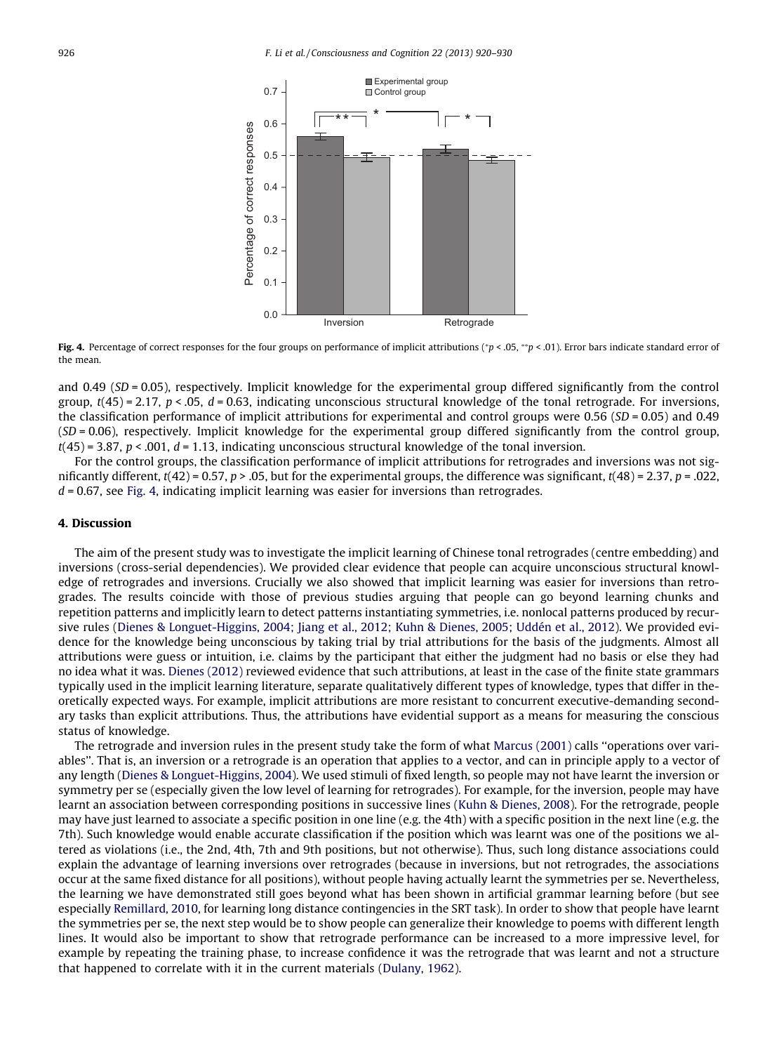Fig. 4. Percentage of correct responses for the four groups on performance of implicit attributions (*$p < .05$, **$p < .01$). Error bars indicate standard error of the mean.

and 0.49 ($SD$ = 0.05), respectively. Implicit knowledge for the experimental group differed significantly from the control group, $t(45) = 2.17$, $p < .05$, $d = 0.63$, indicating unconscious structural knowledge of the tonal retrograde. For inversions, the classification performance of implicit attributions for experimental and control groups were 0.56 ($SD$ = 0.05) and 0.49 ($SD$ = 0.06), respectively. Implicit knowledge for the experimental group differed significantly from the control group, $t(45) = 3.87$, $p < .001$, $d = 1.13$, indicating unconscious structural knowledge of the tonal inversion.

For the control groups, the classification performance of implicit attributions for retrogrades and inversions was not significantly different, $t(42) = 0.57$, $p > .05$, but for the experimental groups, the difference was significant, $t(48) = 2.37$, $p = .022$, $d = 0.67$, see Fig. 4, indicating implicit learning was easier for inversions than retrogrades.

## 4. Discussion

The aim of the present study was to investigate the implicit learning of Chinese tonal retrogrades (centre embedding) and inversions (cross-serial dependencies). We provided clear evidence that people can acquire unconscious structural knowledge of retrogrades and inversions. Crucially we also showed that implicit learning was easier for inversions than retrogrades. The results coincide with those of previous studies arguing that people can go beyond learning chunks and repetition patterns and implicitly learn to detect patterns instantiating symmetries, i.e. nonlocal patterns produced by recursive rules (Dienes & Longuet-Higgins, 2004; Jiang et al., 2012; Kuhn & Dienes, 2005; Uddén et al., 2012). We provided evidence for the knowledge being unconscious by taking trial by trial attributions for the basis of the judgments. Almost all attributions were guess or intuition, i.e. claims by the participant that either the judgment had no basis or else they had no idea what it was. Dienes (2012) reviewed evidence that such attributions, at least in the case of the finite state grammars typically used in the implicit learning literature, separate qualitatively different types of knowledge, types that differ in theoretically expected ways. For example, implicit attributions are more resistant to concurrent executive-demanding secondary tasks than explicit attributions. Thus, the attributions have evidential support as a means for measuring the conscious status of knowledge.

The retrograde and inversion rules in the present study take the form of what Marcus (2001) calls ''operations over variables''. That is, an inversion or a retrograde is an operation that applies to a vector, and can in principle apply to a vector of any length (Dienes & Longuet-Higgins, 2004). We used stimuli of fixed length, so people may not have learnt the inversion or symmetry per se (especially given the low level of learning for retrogrades). For example, for the inversion, people may have learnt an association between corresponding positions in successive lines (Kuhn & Dienes, 2008). For the retrograde, people may have just learned to associate a specific position in one line (e.g. the 4th) with a specific position in the next line (e.g. the 7th). Such knowledge would enable accurate classification if the position which was learnt was one of the positions we altered as violations (i.e., the 2nd, 4th, 7th and 9th positions, but not otherwise). Thus, such long distance associations could explain the advantage of learning inversions over retrogrades (because in inversions, but not retrogrades, the associations occur at the same fixed distance for all positions), without people having actually learnt the symmetries per se. Nevertheless, the learning we have demonstrated still goes beyond what has been shown in artificial grammar learning before (but see especially Remillard, 2010, for learning long distance contingencies in the SRT task). In order to show that people have learnt the symmetries per se, the next step would be to show people can generalize their knowledge to poems with different length lines. It would also be important to show that retrograde performance can be increased to a more impressive level, for example by repeating the training phase, to increase confidence it was the retrograde that was learnt and not a structure that happened to correlate with it in the current materials (Dulany, 1962).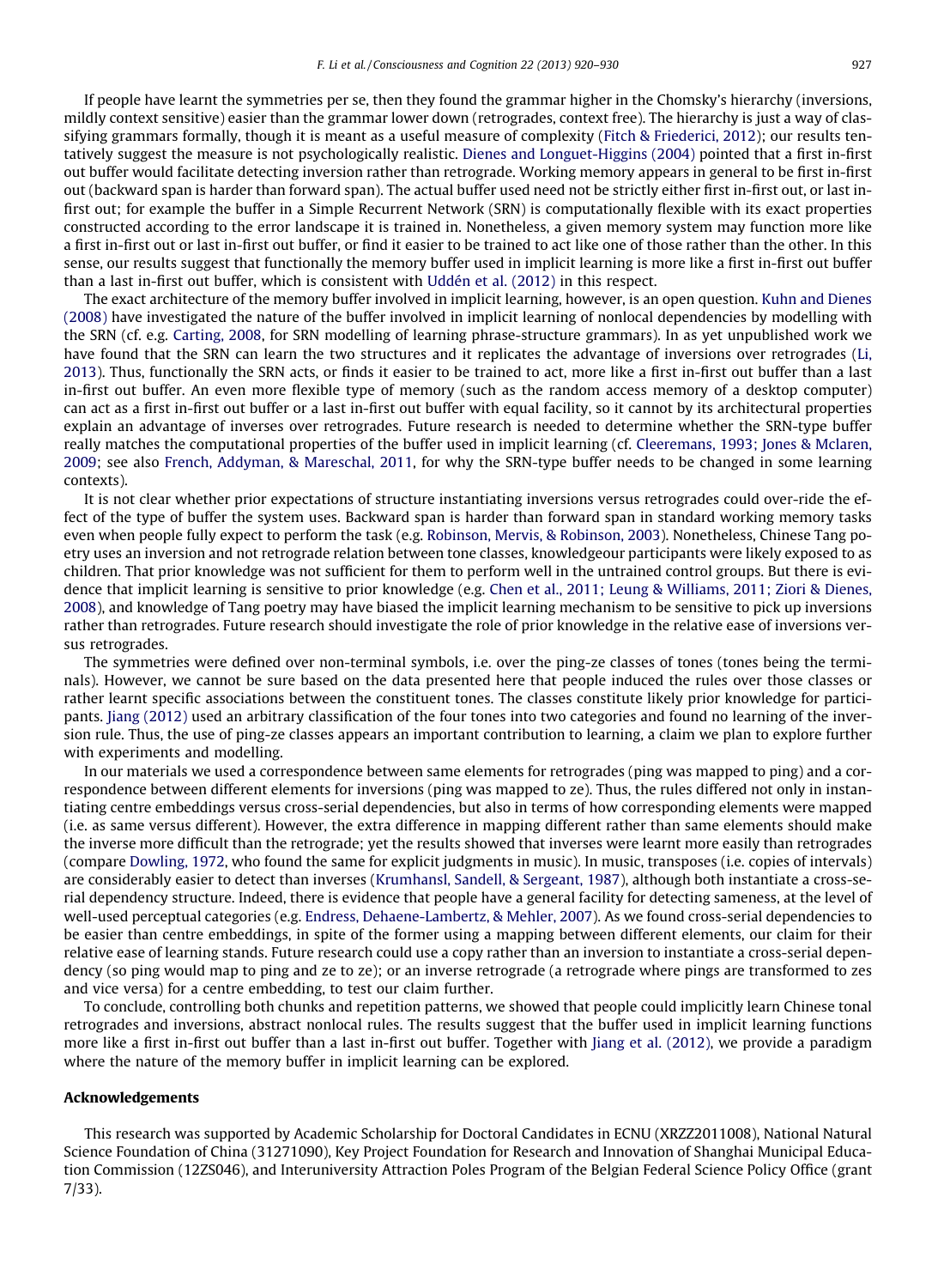If people have learnt the symmetries per se, then they found the grammar higher in the Chomsky's hierarchy (inversions, mildly context sensitive) easier than the grammar lower down (retrogrades, context free). The hierarchy is just a way of classifying grammars formally, though it is meant as a useful measure of complexity (Fitch & Friederici, 2012); our results tentatively suggest the measure is not psychologically realistic. Dienes and Longuet-Higgins (2004) pointed that a first in-first out buffer would facilitate detecting inversion rather than retrograde. Working memory appears in general to be first in-first out (backward span is harder than forward span). The actual buffer used need not be strictly either first in-first out, or last in-first out; for example the buffer in a Simple Recurrent Network (SRN) is computationally flexible with its exact properties constructed according to the error landscape it is trained in. Nonetheless, a given memory system may function more like a first in-first out or last in-first out buffer, or find it easier to be trained to act like one of those rather than the other. In this sense, our results suggest that functionally the memory buffer used in implicit learning is more like a first in-first out buffer than a last in-first out buffer, which is consistent with Uddén et al. (2012) in this respect.

The exact architecture of the memory buffer involved in implicit learning, however, is an open question. Kuhn and Dienes (2008) have investigated the nature of the buffer involved in implicit learning of nonlocal dependencies by modelling with the SRN (cf. e.g. Carting, 2008, for SRN modelling of learning phrase-structure grammars). In as yet unpublished work we have found that the SRN can learn the two structures and it replicates the advantage of inversions over retrogrades (Li, 2013). Thus, functionally the SRN acts, or finds it easier to be trained to act, more like a first in-first out buffer than a last in-first out buffer. An even more flexible type of memory (such as the random access memory of a desktop computer) can act as a first in-first out buffer or a last in-first out buffer with equal facility, so it cannot by its architectural properties explain an advantage of inverses over retrogrades. Future research is needed to determine whether the SRN-type buffer really matches the computational properties of the buffer used in implicit learning (cf. Cleeremans, 1993; Jones & Mclaren, 2009; see also French, Addyman, & Mareschal, 2011, for why the SRN-type buffer needs to be changed in some learning contexts).

It is not clear whether prior expectations of structure instantiating inversions versus retrogrades could over-ride the effect of the type of buffer the system uses. Backward span is harder than forward span in standard working memory tasks even when people fully expect to perform the task (e.g. Robinson, Mervis, & Robinson, 2003). Nonetheless, Chinese Tang poetry uses an inversion and not retrograde relation between tone classes, knowledgeour participants were likely exposed to as children. That prior knowledge was not sufficient for them to perform well in the untrained control groups. But there is evidence that implicit learning is sensitive to prior knowledge (e.g. Chen et al., 2011; Leung & Williams, 2011; Ziori & Dienes, 2008), and knowledge of Tang poetry may have biased the implicit learning mechanism to be sensitive to pick up inversions rather than retrogrades. Future research should investigate the role of prior knowledge in the relative ease of inversions versus retrogrades.

The symmetries were defined over non-terminal symbols, i.e. over the ping-ze classes of tones (tones being the terminals). However, we cannot be sure based on the data presented here that people induced the rules over those classes or rather learnt specific associations between the constituent tones. The classes constitute likely prior knowledge for participants. Jiang (2012) used an arbitrary classification of the four tones into two categories and found no learning of the inversion rule. Thus, the use of ping-ze classes appears an important contribution to learning, a claim we plan to explore further with experiments and modelling.

In our materials we used a correspondence between same elements for retrogrades (ping was mapped to ping) and a correspondence between different elements for inversions (ping was mapped to ze). Thus, the rules differed not only in instantiating centre embeddings versus cross-serial dependencies, but also in terms of how corresponding elements were mapped (i.e. as same versus different). However, the extra difference in mapping different rather than same elements should make the inverse more difficult than the retrograde; yet the results showed that inverses were learnt more easily than retrogrades (compare Dowling, 1972, who found the same for explicit judgments in music). In music, transposes (i.e. copies of intervals) are considerably easier to detect than inverses (Krumhansl, Sandell, & Sergeant, 1987), although both instantiate a cross-serial dependency structure. Indeed, there is evidence that people have a general facility for detecting sameness, at the level of well-used perceptual categories (e.g. Endress, Dehaene-Lambertz, & Mehler, 2007). As we found cross-serial dependencies to be easier than centre embeddings, in spite of the former using a mapping between different elements, our claim for their relative ease of learning stands. Future research could use a copy rather than an inversion to instantiate a cross-serial dependency (so ping would map to ping and ze to ze); or an inverse retrograde (a retrograde where pings are transformed to zes and vice versa) for a centre embedding, to test our claim further.

To conclude, controlling both chunks and repetition patterns, we showed that people could implicitly learn Chinese tonal retrogrades and inversions, abstract nonlocal rules. The results suggest that the buffer used in implicit learning functions more like a first in-first out buffer than a last in-first out buffer. Together with Jiang et al. (2012), we provide a paradigm where the nature of the memory buffer in implicit learning can be explored.

## Acknowledgements

This research was supported by Academic Scholarship for Doctoral Candidates in ECNU (XRZZ2011008), National Natural Science Foundation of China (31271090), Key Project Foundation for Research and Innovation of Shanghai Municipal Education Commission (12ZS046), and Interuniversity Attraction Poles Program of the Belgian Federal Science Policy Office (grant 7/33).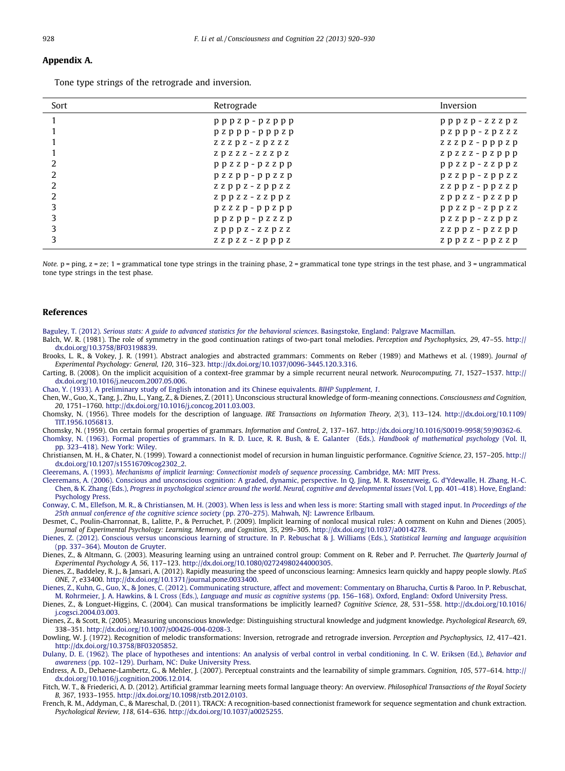## Appendix A.

Tone type strings of the retrograde and inversion.

| Sort | Retrograde | Inversion |
|---|---|---|
| 1 | p p p z p - p z p p p | p p p z p - z z z p z |
| 1 | p z p p p - p p p z p | p z p p p - z p z z z |
| 1 | z z z p z - z p z z z | z z z p z - p p p z p |
| 1 | z p z z z - z z z p z | z p z z z - p z p p p |
| 2 | p p z z p - p z z p p | p p z z p - z z p p z |
| 2 | p z z p p - p p z z p | p z z p p - z p p z z |
| 2 | z z p p z - z p p z z | z z p p z - p p z z p |
| 2 | z p p z z - z z p p z | z p p z z - p z z p p |
| 3 | p z z z p - p p z p p | p p z z p - z p p z z |
| 3 | p p z p p - p z z z p | p z z p p - z z p p z |
| 3 | z p p p z - z z p z z | z z p p z - p z z p p |
| 3 | z z p z z - z p p p z | z p p z z - p p z z p |

*Note.* p = ping, z = ze; 1 = grammatical tone type strings in the training phase, 2 = grammatical tone type strings in the test phase, and 3 = ungrammatical tone type strings in the test phase.

## References

Baguley, T. (2012). *Serious stats: A guide to advanced statistics for the behavioral sciences*. Basingstoke, England: Palgrave Macmillan.

Balch, W. R. (1981). The role of symmetry in the good continuation ratings of two-part tonal melodies. *Perception and Psychophysics, 29*, 47–55. http://dx.doi.org/10.3758/BF03198839.

Brooks, L. R., & Vokey, J. R. (1991). Abstract analogies and abstracted grammars: Comments on Reber (1989) and Mathews et al. (1989). *Journal of Experimental Psychology: General, 120*, 316–323. http://dx.doi.org/10.1037/0096-3445.120.3.316.

Carting, B. (2008). On the implicit acquisition of a context-free grammar by a simple recurrent neural network. *Neurocomputing, 71*, 1527–1537. http://dx.doi.org/10.1016/j.neucom.2007.05.006.

Chao, Y. (1933). A preliminary study of English intonation and its Chinese equivalents. *BIHP Supplement, 1*.

Chen, W., Guo, X., Tang, J., Zhu, L., Yang, Z., & Dienes, Z. (2011). Unconscious structural knowledge of form-meaning connections. *Consciousness and Cognition, 20*, 1751–1760. http://dx.doi.org/10.1016/j.concog.2011.03.003.

Chomsky, N. (1956). Three models for the description of language. *IRE Transactions on Information Theory, 2*(3), 113–124. http://dx.doi.org/10.1109/TIT.1956.1056813.

Chomsky, N. (1959). On certain formal properties of grammars. *Information and Control, 2*, 137–167. http://dx.doi.org/10.1016/S0019-9958(59)90362-6.

Chomksy, N. (1963). Formal properties of grammars. In R. D. Luce, R. R. Bush, & E. Galanter (Eds.). *Handbook of mathematical psychology* (Vol. II, pp. 323–418). New York: Wiley.

Christiansen, M. H., & Chater, N. (1999). Toward a connectionist model of recursion in human linguistic performance. *Cognitive Science, 23*, 157–205. http://dx.doi.org/10.1207/s15516709cog2302_2.

Cleeremans, A. (1993). *Mechanisms of implicit learning: Connectionist models of sequence processing*. Cambridge, MA: MIT Press.

Cleeremans, A. (2006). Conscious and unconscious cognition: A graded, dynamic, perspective. In Q. Jing, M. R. Rosenzweig, G. d'Ydewalle, H. Zhang, H.-C. Chen, & K. Zhang (Eds.), *Progress in psychological science around the world. Neural, cognitive and developmental issues* (Vol. I, pp. 401–418). Hove, England: Psychology Press.

Conway, C. M., Ellefson, M. R., & Christiansen, M. H. (2003). When less is less and when less is more: Starting small with staged input. In *Proceedings of the 25th annual conference of the cognitive science society* (pp. 270–275). Mahwah, NJ: Lawrence Erlbaum.

Desmet, C., Poulin-Charronnat, B., Lalitte, P., & Perruchet, P. (2009). Implicit learning of nonlocal musical rules: A comment on Kuhn and Dienes (2005). *Journal of Experimental Psychology: Learning, Memory, and Cognition, 35*, 299–305. http://dx.doi.org/10.1037/a0014278.

Dienes, Z. (2012). Conscious versus unconscious learning of structure. In P. Rebuschat & J. Williams (Eds.), *Statistical learning and language acquisition* (pp. 337–364). Mouton de Gruyter.

Dienes, Z., & Altmann, G. (2003). Measuring learning using an untrained control group: Comment on R. Reber and P. Perruchet. *The Quarterly Journal of Experimental Psychology A, 56*, 117–123. http://dx.doi.org/10.1080/02724980244000305.

Dienes, Z., Baddeley, R. J., & Jansari, A. (2012). Rapidly measuring the speed of unconscious learning: Amnesics learn quickly and happy people slowly. *PLoS ONE, 7*, e33400. http://dx.doi.org/10.1371/journal.pone.0033400.

Dienes, Z., Kuhn, G., Guo, X., & Jones, C. (2012). Communicating structure, affect and movement: Commentary on Bharucha, Curtis & Paroo. In P. Rebuschat, M. Rohrmeier, J. A. Hawkins, & I. Cross (Eds.), *Language and music as cognitive systems* (pp. 156–168). Oxford, England: Oxford University Press.

Dienes, Z., & Longuet-Higgins, C. (2004). Can musical transformations be implicitly learned? *Cognitive Science, 28*, 531–558. http://dx.doi.org/10.1016/j.cogsci.2004.03.003.

Dienes, Z., & Scott, R. (2005). Measuring unconscious knowledge: Distinguishing structural knowledge and judgment knowledge. *Psychological Research, 69*, 338–351. http://dx.doi.org/10.1007/s00426-004-0208-3.

Dowling, W. J. (1972). Recognition of melodic transformations: Inversion, retrograde and retrograde inversion. *Perception and Psychophysics, 12*, 417–421. http://dx.doi.org/10.3758/BF03205852.

Dulany, D. E. (1962). The place of hypotheses and intentions: An analysis of verbal control in verbal conditioning. In C. W. Eriksen (Ed.), *Behavior and awareness* (pp. 102–129). Durham, NC: Duke University Press.

Endress, A. D., Dehaene-Lambertz, G., & Mehler, J. (2007). Perceptual constraints and the learnability of simple grammars. *Cognition, 105*, 577–614. http://dx.doi.org/10.1016/j.cognition.2006.12.014.

Fitch, W. T., & Friederici, A. D. (2012). Artificial grammar learning meets formal language theory: An overview. *Philosophical Transactions of the Royal Society B, 367*, 1933–1955. http://dx.doi.org/10.1098/rstb.2012.0103.

French, R. M., Addyman, C., & Mareschal, D. (2011). TRACX: A recognition-based connectionist framework for sequence segmentation and chunk extraction. *Psychological Review, 118*, 614–636. http://dx.doi.org/10.1037/a0025255.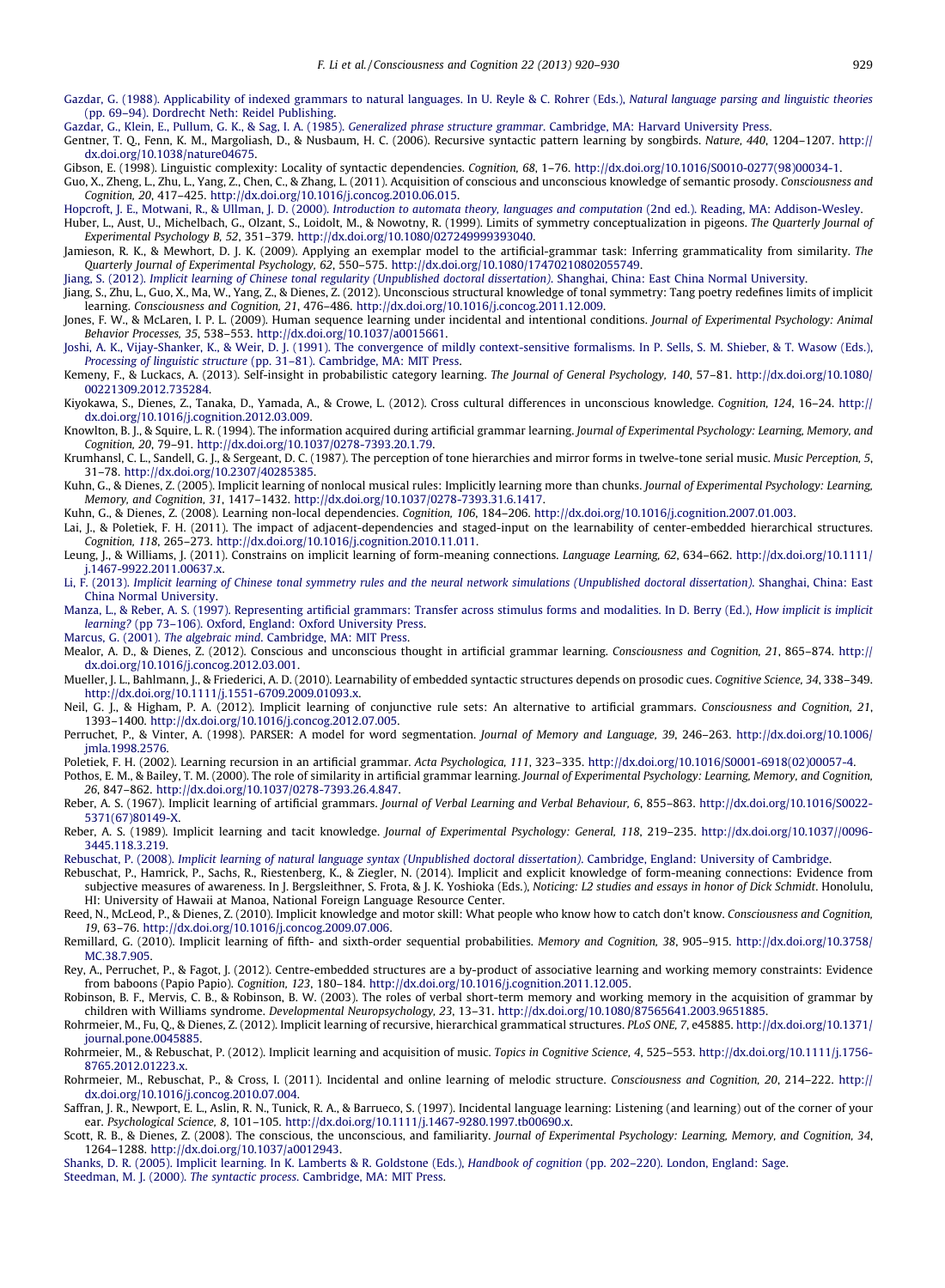Gazdar, G. (1988). Applicability of indexed grammars to natural languages. In U. Reyle & C. Rohrer (Eds.), *Natural language parsing and linguistic theories* (pp. 69–94). Dordrecht Neth: Reidel Publishing.

Gazdar, G., Klein, E., Pullum, G. K., & Sag, I. A. (1985). *Generalized phrase structure grammar*. Cambridge, MA: Harvard University Press.

Gentner, T. Q., Fenn, K. M., Margoliash, D., & Nusbaum, H. C. (2006). Recursive syntactic pattern learning by songbirds. *Nature, 440*, 1204–1207. http://dx.doi.org/10.1038/nature04675.

Gibson, E. (1998). Linguistic complexity: Locality of syntactic dependencies. *Cognition, 68*, 1–76. http://dx.doi.org/10.1016/S0010-0277(98)00034-1.

Guo, X., Zheng, L., Zhu, L., Yang, Z., Chen, C., & Zhang, L. (2011). Acquisition of conscious and unconscious knowledge of semantic prosody. *Consciousness and Cognition, 20*, 417–425. http://dx.doi.org/10.1016/j.concog.2010.06.015.

Hopcroft, J. E., Motwani, R., & Ullman, J. D. (2000). *Introduction to automata theory, languages and computation* (2nd ed.). Reading, MA: Addison-Wesley.

Huber, L., Aust, U., Michelbach, G., Olzant, S., Loidolt, M., & Nowotny, R. (1999). Limits of symmetry conceptualization in pigeons. *The Quarterly Journal of Experimental Psychology B, 52*, 351–379. http://dx.doi.org/10.1080/027249999393040.

Jamieson, R. K., & Mewhort, D. J. K. (2009). Applying an exemplar model to the artificial-grammar task: Inferring grammaticality from similarity. *The Quarterly Journal of Experimental Psychology, 62*, 550–575. http://dx.doi.org/10.1080/17470210802055749.

Jiang, S. (2012). *Implicit learning of Chinese tonal regularity (Unpublished doctoral dissertation)*. Shanghai, China: East China Normal University.

Jiang, S., Zhu, L., Guo, X., Ma, W., Yang, Z., & Dienes, Z. (2012). Unconscious structural knowledge of tonal symmetry: Tang poetry redefines limits of implicit learning. *Consciousness and Cognition, 21*, 476–486. http://dx.doi.org/10.1016/j.concog.2011.12.009.

Jones, F. W., & McLaren, I. P. L. (2009). Human sequence learning under incidental and intentional conditions. *Journal of Experimental Psychology: Animal Behavior Processes, 35*, 538–553. http://dx.doi.org/10.1037/a0015661.

Joshi, A. K., Vijay-Shanker, K., & Weir, D. J. (1991). The convergence of mildly context-sensitive formalisms. In P. Sells, S. M. Shieber, & T. Wasow (Eds.), *Processing of linguistic structure* (pp. 31–81). Cambridge, MA: MIT Press.

Kemeny, F., & Luckacs, A. (2013). Self-insight in probabilistic category learning. *The Journal of General Psychology, 140*, 57–81. http://dx.doi.org/10.1080/00221309.2012.735284.

Kiyokawa, S., Dienes, Z., Tanaka, D., Yamada, A., & Crowe, L. (2012). Cross cultural differences in unconscious knowledge. *Cognition, 124*, 16–24. http://dx.doi.org/10.1016/j.cognition.2012.03.009.

Knowlton, B. J., & Squire, L. R. (1994). The information acquired during artificial grammar learning. *Journal of Experimental Psychology: Learning, Memory, and Cognition, 20*, 79–91. http://dx.doi.org/10.1037/0278-7393.20.1.79.

Krumhansl, C. L., Sandell, G. J., & Sergeant, D. C. (1987). The perception of tone hierarchies and mirror forms in twelve-tone serial music. *Music Perception, 5*, 31–78. http://dx.doi.org/10.2307/40285385.

Kuhn, G., & Dienes, Z. (2005). Implicit learning of nonlocal musical rules: Implicitly learning more than chunks. *Journal of Experimental Psychology: Learning, Memory, and Cognition, 31*, 1417–1432. http://dx.doi.org/10.1037/0278-7393.31.6.1417.

Kuhn, G., & Dienes, Z. (2008). Learning non-local dependencies. *Cognition, 106*, 184–206. http://dx.doi.org/10.1016/j.cognition.2007.01.003.

Lai, J., & Poletiek, F. H. (2011). The impact of adjacent-dependencies and staged-input on the learnability of center-embedded hierarchical structures. *Cognition, 118*, 265–273. http://dx.doi.org/10.1016/j.cognition.2010.11.011.

Leung, J., & Williams, J. (2011). Constrains on implicit learning of form-meaning connections. *Language Learning, 62*, 634–662. http://dx.doi.org/10.1111/j.1467-9922.2011.00637.x.

Li, F. (2013). *Implicit learning of Chinese tonal symmetry rules and the neural network simulations (Unpublished doctoral dissertation)*. Shanghai, China: East China Normal University.

Manza, L., & Reber, A. S. (1997). Representing artificial grammars: Transfer across stimulus forms and modalities. In D. Berry (Ed.), *How implicit is implicit learning?* (pp 73–106). Oxford, England: Oxford University Press.

Marcus, G. (2001). *The algebraic mind*. Cambridge, MA: MIT Press.

Mealor, A. D., & Dienes, Z. (2012). Conscious and unconscious thought in artificial grammar learning. *Consciousness and Cognition, 21*, 865–874. http://dx.doi.org/10.1016/j.concog.2012.03.001.

Mueller, J. L., Bahlmann, J., & Friederici, A. D. (2010). Learnability of embedded syntactic structures depends on prosodic cues. *Cognitive Science, 34*, 338–349. http://dx.doi.org/10.1111/j.1551-6709.2009.01093.x.

Neil, G. J., & Higham, P. A. (2012). Implicit learning of conjunctive rule sets: An alternative to artificial grammars. *Consciousness and Cognition, 21*, 1393–1400. http://dx.doi.org/10.1016/j.concog.2012.07.005.

Perruchet, P., & Vinter, A. (1998). PARSER: A model for word segmentation. *Journal of Memory and Language, 39*, 246–263. http://dx.doi.org/10.1006/jmla.1998.2576.

Poletiek, F. H. (2002). Learning recursion in an artificial grammar. *Acta Psychologica, 111*, 323–335. http://dx.doi.org/10.1016/S0001-6918(02)00057-4.

Pothos, E. M., & Bailey, T. M. (2000). The role of similarity in artificial grammar learning. *Journal of Experimental Psychology: Learning, Memory, and Cognition, 26*, 847–862. http://dx.doi.org/10.1037/0278-7393.26.4.847.

Reber, A. S. (1967). Implicit learning of artificial grammars. *Journal of Verbal Learning and Verbal Behaviour, 6*, 855–863. http://dx.doi.org/10.1016/S0022-5371(67)80149-X.

Reber, A. S. (1989). Implicit learning and tacit knowledge. *Journal of Experimental Psychology: General, 118*, 219–235. http://dx.doi.org/10.1037//0096-3445.118.3.219.

Rebuschat, P. (2008). *Implicit learning of natural language syntax (Unpublished doctoral dissertation)*. Cambridge, England: University of Cambridge.

Rebuschat, P., Hamrick, P., Sachs, R., Riestenberg, K., & Ziegler, N. (2014). Implicit and explicit knowledge of form-meaning connections: Evidence from subjective measures of awareness. In J. Bergsleithner, S. Frota, & J. K. Yoshioka (Eds.), *Noticing: L2 studies and essays in honor of Dick Schmidt*. Honolulu, HI: University of Hawaii at Manoa, National Foreign Language Resource Center.

Reed, N., McLeod, P., & Dienes, Z. (2010). Implicit knowledge and motor skill: What people who know how to catch don't know. *Consciousness and Cognition, 19*, 63–76. http://dx.doi.org/10.1016/j.concog.2009.07.006.

Remillard, G. (2010). Implicit learning of fifth- and sixth-order sequential probabilities. *Memory and Cognition, 38*, 905–915. http://dx.doi.org/10.3758/MC.38.7.905.

Rey, A., Perruchet, P., & Fagot, J. (2012). Centre-embedded structures are a by-product of associative learning and working memory constraints: Evidence from baboons (Papio Papio). *Cognition, 123*, 180–184. http://dx.doi.org/10.1016/j.cognition.2011.12.005.

Robinson, B. F., Mervis, C. B., & Robinson, B. W. (2003). The roles of verbal short-term memory and working memory in the acquisition of grammar by children with Williams syndrome. *Developmental Neuropsychology, 23*, 13–31. http://dx.doi.org/10.1080/87565641.2003.9651885.

Rohrmeier, M., Fu, Q., & Dienes, Z. (2012). Implicit learning of recursive, hierarchical grammatical structures. *PLoS ONE, 7*, e45885. http://dx.doi.org/10.1371/journal.pone.0045885.

Rohrmeier, M., & Rebuschat, P. (2012). Implicit learning and acquisition of music. *Topics in Cognitive Science, 4*, 525–553. http://dx.doi.org/10.1111/j.1756-8765.2012.01223.x.

Rohrmeier, M., Rebuschat, P., & Cross, I. (2011). Incidental and online learning of melodic structure. *Consciousness and Cognition, 20*, 214–222. http://dx.doi.org/10.1016/j.concog.2010.07.004.

Saffran, J. R., Newport, E. L., Aslin, R. N., Tunick, R. A., & Barrueco, S. (1997). Incidental language learning: Listening (and learning) out of the corner of your ear. *Psychological Science, 8*, 101–105. http://dx.doi.org/10.1111/j.1467-9280.1997.tb00690.x.

Scott, R. B., & Dienes, Z. (2008). The conscious, the unconscious, and familiarity. *Journal of Experimental Psychology: Learning, Memory, and Cognition, 34*, 1264–1288. http://dx.doi.org/10.1037/a0012943.

Shanks, D. R. (2005). Implicit learning. In K. Lamberts & R. Goldstone (Eds.), *Handbook of cognition* (pp. 202–220). London, England: Sage.

Steedman, M. J. (2000). *The syntactic process*. Cambridge, MA: MIT Press.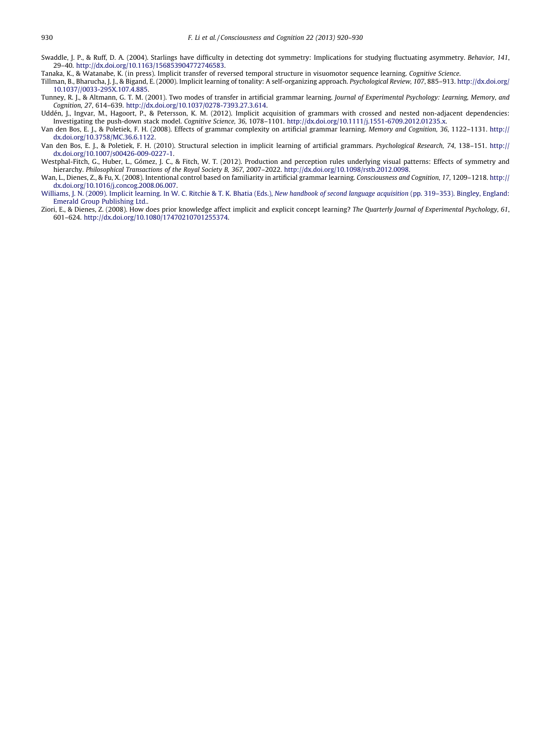Swaddle, J. P., & Ruff, D. A. (2004). Starlings have difficulty in detecting dot symmetry: Implications for studying fluctuating asymmetry. *Behavior, 141*, 29–40. http://dx.doi.org/10.1163/156853904772746583.

Tanaka, K., & Watanabe, K. (in press). Implicit transfer of reversed temporal structure in visuomotor sequence learning. *Cognitive Science*.

Tillman, B., Bharucha, J. J., & Bigand, E. (2000). Implicit learning of tonality: A self-organizing approach. *Psychological Review, 107*, 885–913. http://dx.doi.org/10.1037//0033-295X.107.4.885.

Tunney, R. J., & Altmann, G. T. M. (2001). Two modes of transfer in artificial grammar learning. *Journal of Experimental Psychology: Learning, Memory, and Cognition, 27*, 614–639. http://dx.doi.org/10.1037/0278-7393.27.3.614.

Uddén, J., Ingvar, M., Hagoort, P., & Petersson, K. M. (2012). Implicit acquisition of grammars with crossed and nested non-adjacent dependencies: Investigating the push-down stack model. *Cognitive Science, 36*, 1078–1101. http://dx.doi.org/10.1111/j.1551-6709.2012.01235.x.

Van den Bos, E. J., & Poletiek, F. H. (2008). Effects of grammar complexity on artificial grammar learning. *Memory and Cognition, 36*, 1122–1131. http://dx.doi.org/10.3758/MC.36.6.1122.

Van den Bos, E. J., & Poletiek, F. H. (2010). Structural selection in implicit learning of artificial grammars. *Psychological Research, 74*, 138–151. http://dx.doi.org/10.1007/s00426-009-0227-1.

Westphal-Fitch, G., Huber, L., Gómez, J. C., & Fitch, W. T. (2012). Production and perception rules underlying visual patterns: Effects of symmetry and hierarchy. *Philosophical Transactions of the Royal Society B, 367*, 2007–2022. http://dx.doi.org/10.1098/rstb.2012.0098.

Wan, L., Dienes, Z., & Fu, X. (2008). Intentional control based on familiarity in artificial grammar learning. *Consciousness and Cognition, 17*, 1209–1218. http://dx.doi.org/10.1016/j.concog.2008.06.007.

Williams, J. N. (2009). Implicit learning. In W. C. Ritchie & T. K. Bhatia (Eds.), *New handbook of second language acquisition* (pp. 319–353). Bingley, England: Emerald Group Publishing Ltd..

Ziori, E., & Dienes, Z. (2008). How does prior knowledge affect implicit and explicit concept learning? *The Quarterly Journal of Experimental Psychology, 61*, 601–624. http://dx.doi.org/10.1080/17470210701255374.